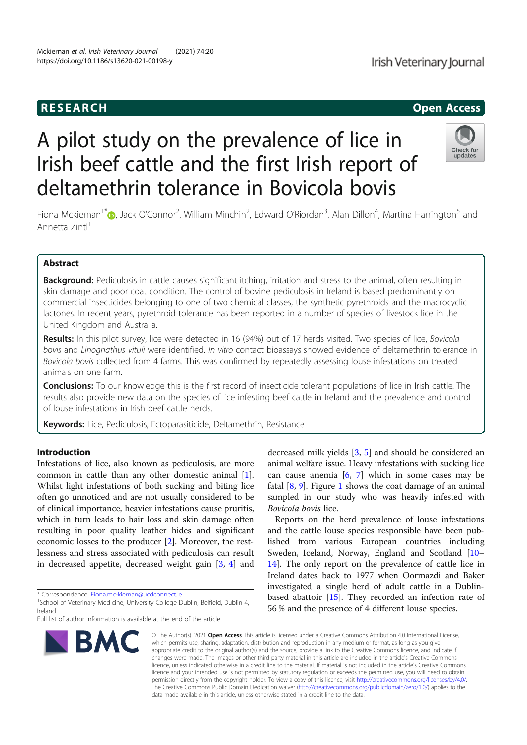RESEARCH  Open Access

# A pilot study on the prevalence of lice in Irish beef cattle and the first Irish report of deltamethrin tolerance in Bovicola bovis

Fiona Mckiernan[1*], Jack O'Connor[2], William Minchin[2], Edward O'Riordan[3], Alan Dillon[4], Martina Harrington[5] and Annetta Zintl[1]

## Abstract

**Background:** Pediculosis in cattle causes significant itching, irritation and stress to the animal, often resulting in skin damage and poor coat condition. The control of bovine pediculosis in Ireland is based predominantly on commercial insecticides belonging to one of two chemical classes, the synthetic pyrethroids and the macrocyclic lactones. In recent years, pyrethroid tolerance has been reported in a number of species of livestock lice in the United Kingdom and Australia.

**Results:** In this pilot survey, lice were detected in 16 (94%) out of 17 herds visited. Two species of lice, *Bovicola bovis* and *Linognathus vituli* were identified. *In vitro* contact bioassays showed evidence of deltamethrin tolerance in *Bovicola bovis* collected from 4 farms. This was confirmed by repeatedly assessing louse infestations on treated animals on one farm.

**Conclusions:** To our knowledge this is the first record of insecticide tolerant populations of lice in Irish cattle. The results also provide new data on the species of lice infesting beef cattle in Ireland and the prevalence and control of louse infestations in Irish beef cattle herds.

**Keywords:** Lice, Pediculosis, Ectoparasiticide, Deltamethrin, Resistance

## Introduction

Infestations of lice, also known as pediculosis, are more common in cattle than any other domestic animal [1]. Whilst light infestations of both sucking and biting lice often go unnoticed and are not usually considered to be of clinical importance, heavier infestations cause pruritis, which in turn leads to hair loss and skin damage often resulting in poor quality leather hides and significant economic losses to the producer [2]. Moreover, the restlessness and stress associated with pediculosis can result in decreased appetite, decreased weight gain [3, 4] and decreased milk yields [3, 5] and should be considered an animal welfare issue. Heavy infestations with sucking lice can cause anemia [6, 7] which in some cases may be fatal [8, 9]. Figure 1 shows the coat damage of an animal sampled in our study who was heavily infested with *Bovicola bovis* lice.

Reports on the herd prevalence of louse infestations and the cattle louse species responsible have been published from various European countries including Sweden, Iceland, Norway, England and Scotland [10–14]. The only report on the prevalence of cattle lice in Ireland dates back to 1977 when Oormazdi and Baker investigated a single herd of adult cattle in a Dublin-based abattoir [15]. They recorded an infection rate of 56 % and the presence of 4 different louse species.

\* Correspondence: Fiona.mc-kiernan@ucdconnect.ie
[1]School of Veterinary Medicine, University College Dublin, Belfield, Dublin 4, Ireland
Full list of author information is available at the end of the article

© The Author(s). 2021 **Open Access** This article is licensed under a Creative Commons Attribution 4.0 International License, which permits use, sharing, adaptation, distribution and reproduction in any medium or format, as long as you give appropriate credit to the original author(s) and the source, provide a link to the Creative Commons licence, and indicate if changes were made. The images or other third party material in this article are included in the article's Creative Commons licence, unless indicated otherwise in a credit line to the material. If material is not included in the article's Creative Commons licence and your intended use is not permitted by statutory regulation or exceeds the permitted use, you will need to obtain permission directly from the copyright holder. To view a copy of this licence, visit http://creativecommons.org/licenses/by/4.0/. The Creative Commons Public Domain Dedication waiver (http://creativecommons.org/publicdomain/zero/1.0/) applies to the data made available in this article, unless otherwise stated in a credit line to the data.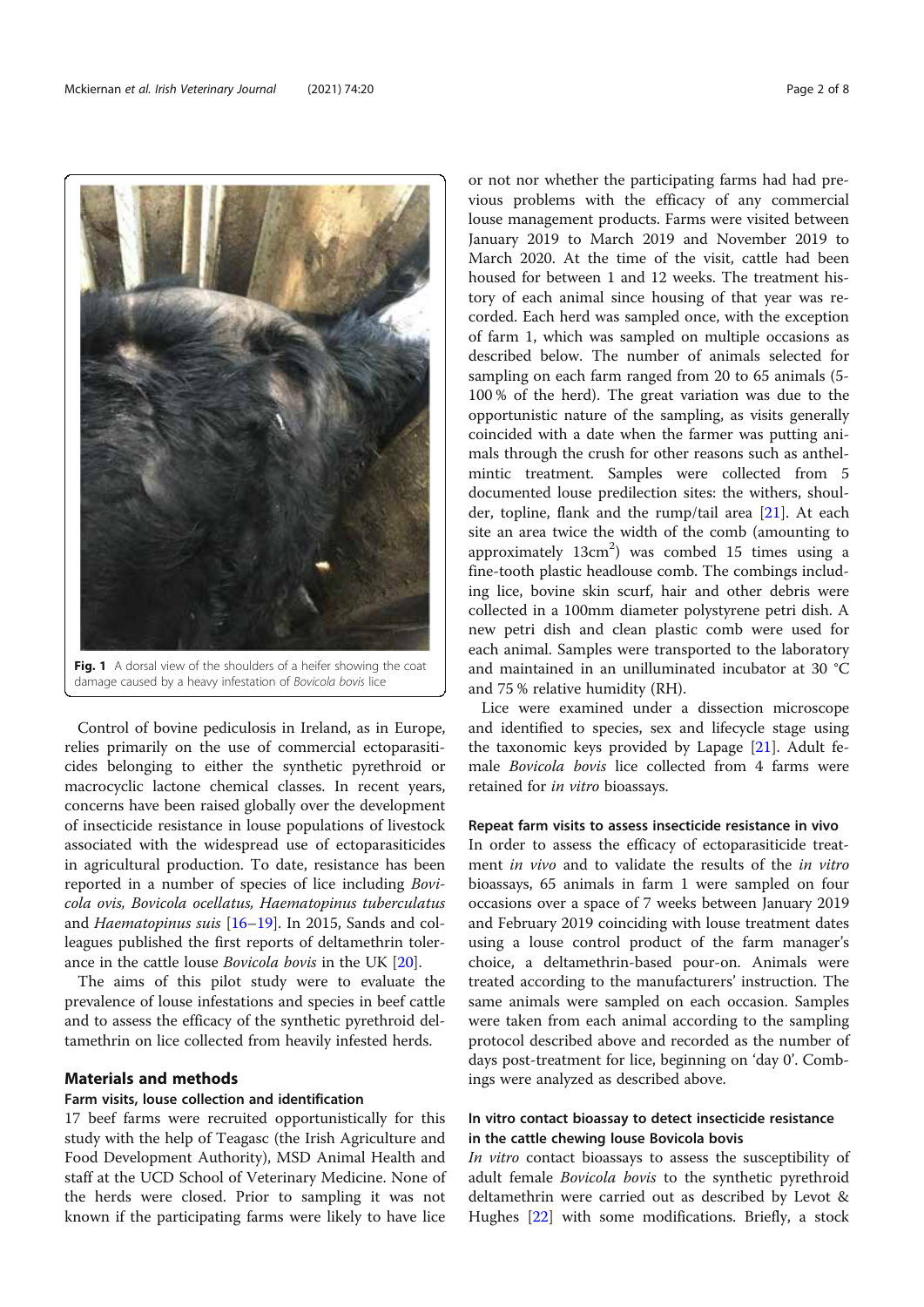Fig. 1 A dorsal view of the shoulders of a heifer showing the coat damage caused by a heavy infestation of *Bovicola bovis* lice

Control of bovine pediculosis in Ireland, as in Europe, relies primarily on the use of commercial ectoparasiticides belonging to either the synthetic pyrethroid or macrocyclic lactone chemical classes. In recent years, concerns have been raised globally over the development of insecticide resistance in louse populations of livestock associated with the widespread use of ectoparasiticides in agricultural production. To date, resistance has been reported in a number of species of lice including *Bovicola ovis*, *Bovicola ocellatus*, *Haematopinus tuberculatus* and *Haematopinus suis* [16–19]. In 2015, Sands and colleagues published the first reports of deltamethrin tolerance in the cattle louse *Bovicola bovis* in the UK [20].

The aims of this pilot study were to evaluate the prevalence of louse infestations and species in beef cattle and to assess the efficacy of the synthetic pyrethroid deltamethrin on lice collected from heavily infested herds.

## Materials and methods

### Farm visits, louse collection and identification

17 beef farms were recruited opportunistically for this study with the help of Teagasc (the Irish Agriculture and Food Development Authority), MSD Animal Health and staff at the UCD School of Veterinary Medicine. None of the herds were closed. Prior to sampling it was not known if the participating farms were likely to have lice or not nor whether the participating farms had had previous problems with the efficacy of any commercial louse management products. Farms were visited between January 2019 to March 2019 and November 2019 to March 2020. At the time of the visit, cattle had been housed for between 1 and 12 weeks. The treatment history of each animal since housing of that year was recorded. Each herd was sampled once, with the exception of farm 1, which was sampled on multiple occasions as described below. The number of animals selected for sampling on each farm ranged from 20 to 65 animals (5-100 % of the herd). The great variation was due to the opportunistic nature of the sampling, as visits generally coincided with a date when the farmer was putting animals through the crush for other reasons such as anthelmintic treatment. Samples were collected from 5 documented louse predilection sites: the withers, shoulder, topline, flank and the rump/tail area [21]. At each site an area twice the width of the comb (amounting to approximately 13cm$^2$) was combed 15 times using a fine-tooth plastic headlouse comb. The combings including lice, bovine skin scurf, hair and other debris were collected in a 100mm diameter polystyrene petri dish. A new petri dish and clean plastic comb were used for each animal. Samples were transported to the laboratory and maintained in an unilluminated incubator at 30 °C and 75 % relative humidity (RH).

Lice were examined under a dissection microscope and identified to species, sex and lifecycle stage using the taxonomic keys provided by Lapage [21]. Adult female *Bovicola bovis* lice collected from 4 farms were retained for *in vitro* bioassays.

### Repeat farm visits to assess insecticide resistance in vivo

In order to assess the efficacy of ectoparasiticide treatment *in vivo* and to validate the results of the *in vitro* bioassays, 65 animals in farm 1 were sampled on four occasions over a space of 7 weeks between January 2019 and February 2019 coinciding with louse treatment dates using a louse control product of the farm manager's choice, a deltamethrin-based pour-on. Animals were treated according to the manufacturers' instruction. The same animals were sampled on each occasion. Samples were taken from each animal according to the sampling protocol described above and recorded as the number of days post-treatment for lice, beginning on 'day 0'. Combings were analyzed as described above.

### In vitro contact bioassay to detect insecticide resistance in the cattle chewing louse Bovicola bovis

*In vitro* contact bioassays to assess the susceptibility of adult female *Bovicola bovis* to the synthetic pyrethroid deltamethrin were carried out as described by Levot & Hughes [22] with some modifications. Briefly, a stock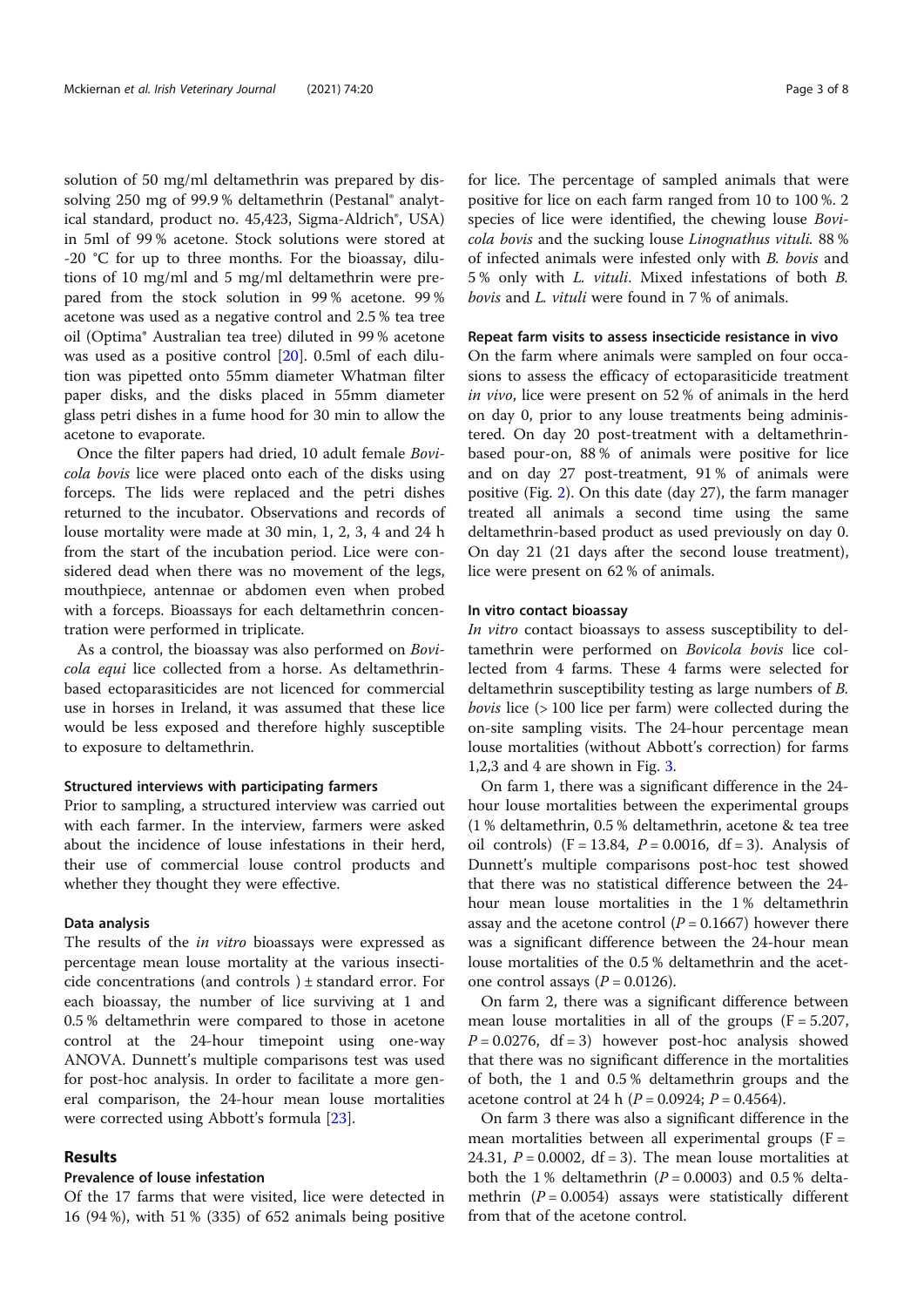solution of 50 mg/ml deltamethrin was prepared by dissolving 250 mg of 99.9 % deltamethrin (Pestanal® analytical standard, product no. 45,423, Sigma-Aldrich®, USA) in 5ml of 99 % acetone. Stock solutions were stored at -20 °C for up to three months. For the bioassay, dilutions of 10 mg/ml and 5 mg/ml deltamethrin were prepared from the stock solution in 99 % acetone. 99 % acetone was used as a negative control and 2.5 % tea tree oil (Optima® Australian tea tree) diluted in 99 % acetone was used as a positive control [20]. 0.5ml of each dilution was pipetted onto 55mm diameter Whatman filter paper disks, and the disks placed in 55mm diameter glass petri dishes in a fume hood for 30 min to allow the acetone to evaporate.

Once the filter papers had dried, 10 adult female *Bovicola bovis* lice were placed onto each of the disks using forceps. The lids were replaced and the petri dishes returned to the incubator. Observations and records of louse mortality were made at 30 min, 1, 2, 3, 4 and 24 h from the start of the incubation period. Lice were considered dead when there was no movement of the legs, mouthpiece, antennae or abdomen even when probed with a forceps. Bioassays for each deltamethrin concentration were performed in triplicate.

As a control, the bioassay was also performed on *Bovicola equi* lice collected from a horse. As deltamethrin-based ectoparasiticides are not licenced for commercial use in horses in Ireland, it was assumed that these lice would be less exposed and therefore highly susceptible to exposure to deltamethrin.

### Structured interviews with participating farmers

Prior to sampling, a structured interview was carried out with each farmer. In the interview, farmers were asked about the incidence of louse infestations in their herd, their use of commercial louse control products and whether they thought they were effective.

### Data analysis

The results of the *in vitro* bioassays were expressed as percentage mean louse mortality at the various insecticide concentrations (and controls ) ± standard error. For each bioassay, the number of lice surviving at 1 and 0.5 % deltamethrin were compared to those in acetone control at the 24-hour timepoint using one-way ANOVA. Dunnett's multiple comparisons test was used for post-hoc analysis. In order to facilitate a more general comparison, the 24-hour mean louse mortalities were corrected using Abbott's formula [23].

## Results

### Prevalence of louse infestation

Of the 17 farms that were visited, lice were detected in 16 (94 %), with 51 % (335) of 652 animals being positive for lice. The percentage of sampled animals that were positive for lice on each farm ranged from 10 to 100 %. 2 species of lice were identified, the chewing louse *Bovicola bovis* and the sucking louse *Linognathus vituli.* 88 % of infected animals were infested only with *B. bovis* and 5 % only with *L. vituli*. Mixed infestations of both *B. bovis* and *L. vituli* were found in 7 % of animals.

### Repeat farm visits to assess insecticide resistance in vivo

On the farm where animals were sampled on four occasions to assess the efficacy of ectoparasiticide treatment *in vivo*, lice were present on 52 % of animals in the herd on day 0, prior to any louse treatments being administered. On day 20 post-treatment with a deltamethrin-based pour-on, 88 % of animals were positive for lice and on day 27 post-treatment, 91 % of animals were positive (Fig. 2). On this date (day 27), the farm manager treated all animals a second time using the same deltamethrin-based product as used previously on day 0. On day 21 (21 days after the second louse treatment), lice were present on 62 % of animals.

### In vitro contact bioassay

*In vitro* contact bioassays to assess susceptibility to deltamethrin were performed on *Bovicola bovis* lice collected from 4 farms. These 4 farms were selected for deltamethrin susceptibility testing as large numbers of *B. bovis* lice (> 100 lice per farm) were collected during the on-site sampling visits. The 24-hour percentage mean louse mortalities (without Abbott's correction) for farms 1,2,3 and 4 are shown in Fig. 3.

On farm 1, there was a significant difference in the 24-hour louse mortalities between the experimental groups (1 % deltamethrin, 0.5 % deltamethrin, acetone & tea tree oil controls) ($F = 13.84$, $P = 0.0016$, $df = 3$). Analysis of Dunnett's multiple comparisons post-hoc test showed that there was no statistical difference between the 24-hour mean louse mortalities in the 1 % deltamethrin assay and the acetone control ($P = 0.1667$) however there was a significant difference between the 24-hour mean louse mortalities of the 0.5 % deltamethrin and the acetone control assays ($P = 0.0126$).

On farm 2, there was a significant difference between mean louse mortalities in all of the groups ($F = 5.207$, $P = 0.0276$, $df = 3$) however post-hoc analysis showed that there was no significant difference in the mortalities of both, the 1 and 0.5 % deltamethrin groups and the acetone control at 24 h ($P = 0.0924$; $P = 0.4564$).

On farm 3 there was also a significant difference in the mean mortalities between all experimental groups ($F = 24.31$, $P = 0.0002$, $df = 3$). The mean louse mortalities at both the 1 % deltamethrin ($P = 0.0003$) and 0.5 % deltamethrin ($P = 0.0054$) assays were statistically different from that of the acetone control.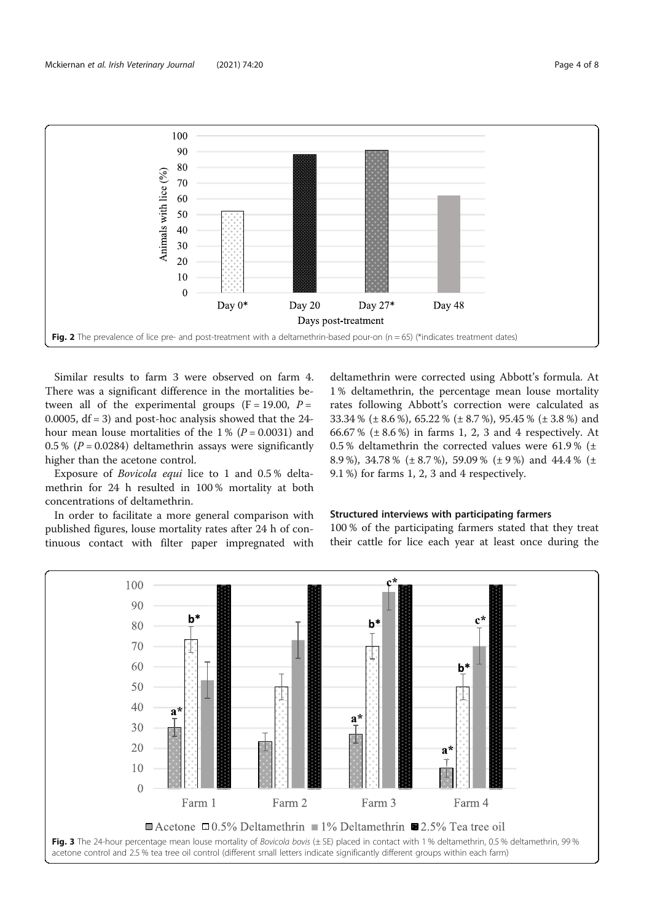Fig. 2 The prevalence of lice pre- and post-treatment with a deltamethrin-based pour-on (n = 65) (*indicates treatment dates)

Similar results to farm 3 were observed on farm 4. There was a significant difference in the mortalities between all of the experimental groups ($F = 19.00$, $P = 0.0005$, $df = 3$) and post-hoc analysis showed that the 24-hour mean louse mortalities of the 1 % ($P = 0.0031$) and 0.5 % ($P = 0.0284$) deltamethrin assays were significantly higher than the acetone control.

Exposure of *Bovicola equi* lice to 1 and 0.5 % deltamethrin for 24 h resulted in 100 % mortality at both concentrations of deltamethrin.

In order to facilitate a more general comparison with published figures, louse mortality rates after 24 h of continuous contact with filter paper impregnated with deltamethrin were corrected using Abbott's formula. At 1 % deltamethrin, the percentage mean louse mortality rates following Abbott's correction were calculated as 33.34 % (± 8.6 %), 65.22 % (± 8.7 %), 95.45 % (± 3.8 %) and 66.67 % (± 8.6 %) in farms 1, 2, 3 and 4 respectively. At 0.5 % deltamethrin the corrected values were 61.9 % (± 8.9 %), 34.78 % (± 8.7 %), 59.09 % (± 9 %) and 44.4 % (± 9.1 %) for farms 1, 2, 3 and 4 respectively.

### Structured interviews with participating farmers

100 % of the participating farmers stated that they treat their cattle for lice each year at least once during the

Fig. 3 The 24-hour percentage mean louse mortality of *Bovicola bovis* (± SE) placed in contact with 1 % deltamethrin, 0.5 % deltamethrin, 99 % acetone control and 2.5 % tea tree oil control (different small letters indicate significantly different groups within each farm)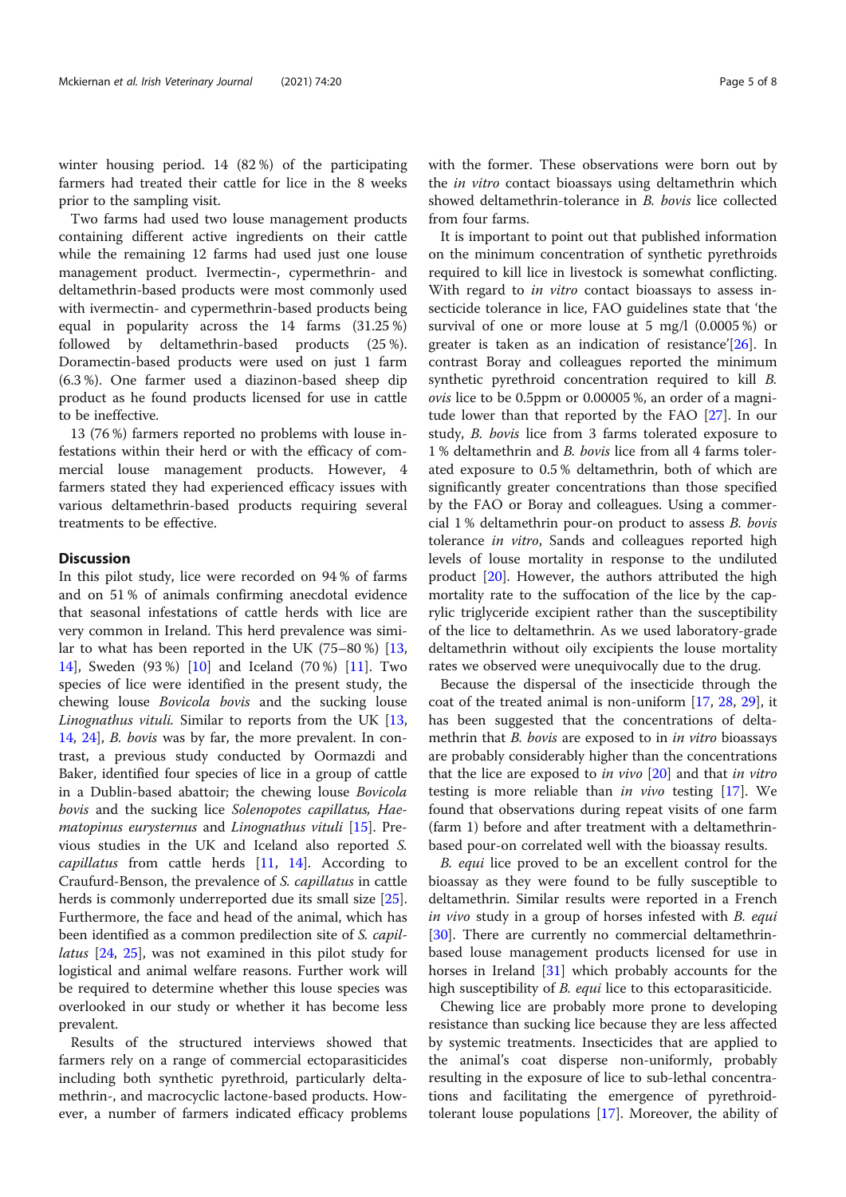winter housing period. 14 (82 %) of the participating farmers had treated their cattle for lice in the 8 weeks prior to the sampling visit.

Two farms had used two louse management products containing different active ingredients on their cattle while the remaining 12 farms had used just one louse management product. Ivermectin-, cypermethrin- and deltamethrin-based products were most commonly used with ivermectin- and cypermethrin-based products being equal in popularity across the 14 farms (31.25 %) followed by deltamethrin-based products (25 %). Doramectin-based products were used on just 1 farm (6.3 %). One farmer used a diazinon-based sheep dip product as he found products licensed for use in cattle to be ineffective.

13 (76 %) farmers reported no problems with louse infestations within their herd or with the efficacy of commercial louse management products. However, 4 farmers stated they had experienced efficacy issues with various deltamethrin-based products requiring several treatments to be effective.

## Discussion

In this pilot study, lice were recorded on 94 % of farms and on 51 % of animals confirming anecdotal evidence that seasonal infestations of cattle herds with lice are very common in Ireland. This herd prevalence was similar to what has been reported in the UK (75–80 %) [13, 14], Sweden (93 %) [10] and Iceland (70 %) [11]. Two species of lice were identified in the present study, the chewing louse *Bovicola bovis* and the sucking louse *Linognathus vituli*. Similar to reports from the UK [13, 14, 24], *B. bovis* was by far, the more prevalent. In contrast, a previous study conducted by Oormazdi and Baker, identified four species of lice in a group of cattle in a Dublin-based abattoir; the chewing louse *Bovicola bovis* and the sucking lice *Solenopotes capillatus, Haematopinus eurysternus* and *Linognathus vituli* [15]. Previous studies in the UK and Iceland also reported *S. capillatus* from cattle herds [11, 14]. According to Craufurd-Benson, the prevalence of *S. capillatus* in cattle herds is commonly underreported due its small size [25]. Furthermore, the face and head of the animal, which has been identified as a common predilection site of *S. capillatus* [24, 25], was not examined in this pilot study for logistical and animal welfare reasons. Further work will be required to determine whether this louse species was overlooked in our study or whether it has become less prevalent.

Results of the structured interviews showed that farmers rely on a range of commercial ectoparasiticides including both synthetic pyrethroid, particularly deltamethrin-, and macrocyclic lactone-based products. However, a number of farmers indicated efficacy problems with the former. These observations were born out by the *in vitro* contact bioassays using deltamethrin which showed deltamethrin-tolerance in *B. bovis* lice collected from four farms.

It is important to point out that published information on the minimum concentration of synthetic pyrethroids required to kill lice in livestock is somewhat conflicting. With regard to *in vitro* contact bioassays to assess insecticide tolerance in lice, FAO guidelines state that 'the survival of one or more louse at 5 mg/l (0.0005 %) or greater is taken as an indication of resistance'[26]. In contrast Boray and colleagues reported the minimum synthetic pyrethroid concentration required to kill *B. ovis* lice to be 0.5ppm or 0.00005 %, an order of a magnitude lower than that reported by the FAO [27]. In our study, *B. bovis* lice from 3 farms tolerated exposure to 1 % deltamethrin and *B. bovis* lice from all 4 farms tolerated exposure to 0.5 % deltamethrin, both of which are significantly greater concentrations than those specified by the FAO or Boray and colleagues. Using a commercial 1 % deltamethrin pour-on product to assess *B. bovis* tolerance *in vitro*, Sands and colleagues reported high levels of louse mortality in response to the undiluted product [20]. However, the authors attributed the high mortality rate to the suffocation of the lice by the caprylic triglyceride excipient rather than the susceptibility of the lice to deltamethrin. As we used laboratory-grade deltamethrin without oily excipients the louse mortality rates we observed were unequivocally due to the drug.

Because the dispersal of the insecticide through the coat of the treated animal is non-uniform [17, 28, 29], it has been suggested that the concentrations of deltamethrin that *B. bovis* are exposed to in *in vitro* bioassays are probably considerably higher than the concentrations that the lice are exposed to *in vivo* [20] and that *in vitro* testing is more reliable than *in vivo* testing [17]. We found that observations during repeat visits of one farm (farm 1) before and after treatment with a deltamethrin-based pour-on correlated well with the bioassay results.

*B. equi* lice proved to be an excellent control for the bioassay as they were found to be fully susceptible to deltamethrin. Similar results were reported in a French *in vivo* study in a group of horses infested with *B. equi* [30]. There are currently no commercial deltamethrin-based louse management products licensed for use in horses in Ireland [31] which probably accounts for the high susceptibility of *B. equi* lice to this ectoparasiticide.

Chewing lice are probably more prone to developing resistance than sucking lice because they are less affected by systemic treatments. Insecticides that are applied to the animal's coat disperse non-uniformly, probably resulting in the exposure of lice to sub-lethal concentrations and facilitating the emergence of pyrethroid-tolerant louse populations [17]. Moreover, the ability of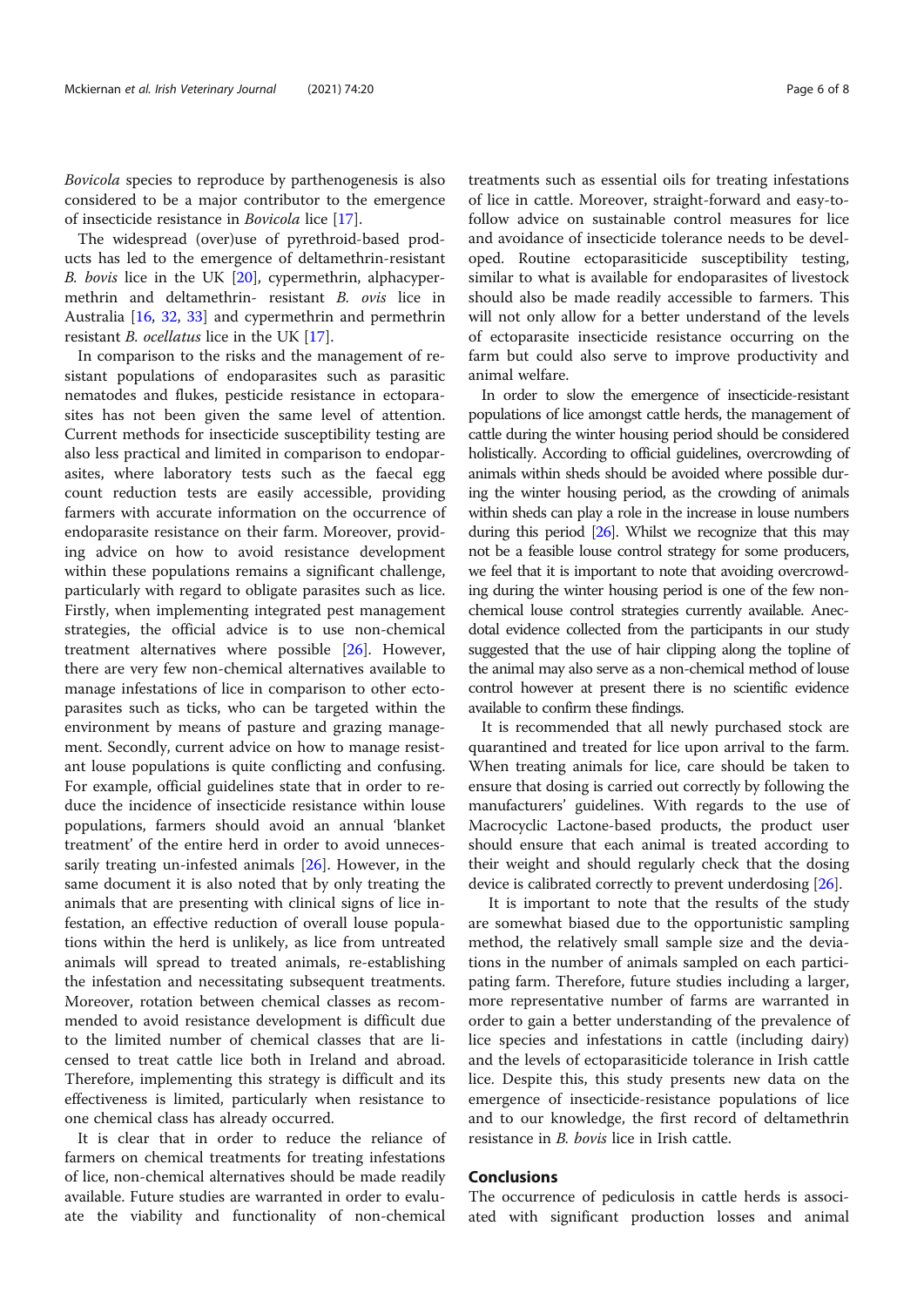*Bovicola* species to reproduce by parthenogenesis is also considered to be a major contributor to the emergence of insecticide resistance in *Bovicola* lice [17].

The widespread (over)use of pyrethroid-based products has led to the emergence of deltamethrin-resistant *B. bovis* lice in the UK [20], cypermethrin, alphacypermethrin and deltamethrin- resistant *B. ovis* lice in Australia [16, 32, 33] and cypermethrin and permethrin resistant *B. ocellatus* lice in the UK [17].

In comparison to the risks and the management of resistant populations of endoparasites such as parasitic nematodes and flukes, pesticide resistance in ectoparasites has not been given the same level of attention. Current methods for insecticide susceptibility testing are also less practical and limited in comparison to endoparasites, where laboratory tests such as the faecal egg count reduction tests are easily accessible, providing farmers with accurate information on the occurrence of endoparasite resistance on their farm. Moreover, providing advice on how to avoid resistance development within these populations remains a significant challenge, particularly with regard to obligate parasites such as lice. Firstly, when implementing integrated pest management strategies, the official advice is to use non-chemical treatment alternatives where possible [26]. However, there are very few non-chemical alternatives available to manage infestations of lice in comparison to other ectoparasites such as ticks, who can be targeted within the environment by means of pasture and grazing management. Secondly, current advice on how to manage resistant louse populations is quite conflicting and confusing. For example, official guidelines state that in order to reduce the incidence of insecticide resistance within louse populations, farmers should avoid an annual 'blanket treatment' of the entire herd in order to avoid unnecessarily treating un-infested animals [26]. However, in the same document it is also noted that by only treating the animals that are presenting with clinical signs of lice infestation, an effective reduction of overall louse populations within the herd is unlikely, as lice from untreated animals will spread to treated animals, re-establishing the infestation and necessitating subsequent treatments. Moreover, rotation between chemical classes as recommended to avoid resistance development is difficult due to the limited number of chemical classes that are licensed to treat cattle lice both in Ireland and abroad. Therefore, implementing this strategy is difficult and its effectiveness is limited, particularly when resistance to one chemical class has already occurred.

It is clear that in order to reduce the reliance of farmers on chemical treatments for treating infestations of lice, non-chemical alternatives should be made readily available. Future studies are warranted in order to evaluate the viability and functionality of non-chemical treatments such as essential oils for treating infestations of lice in cattle. Moreover, straight-forward and easy-to-follow advice on sustainable control measures for lice and avoidance of insecticide tolerance needs to be developed. Routine ectoparasiticide susceptibility testing, similar to what is available for endoparasites of livestock should also be made readily accessible to farmers. This will not only allow for a better understand of the levels of ectoparasite insecticide resistance occurring on the farm but could also serve to improve productivity and animal welfare.

In order to slow the emergence of insecticide-resistant populations of lice amongst cattle herds, the management of cattle during the winter housing period should be considered holistically. According to official guidelines, overcrowding of animals within sheds should be avoided where possible during the winter housing period, as the crowding of animals within sheds can play a role in the increase in louse numbers during this period [26]. Whilst we recognize that this may not be a feasible louse control strategy for some producers, we feel that it is important to note that avoiding overcrowding during the winter housing period is one of the few non-chemical louse control strategies currently available. Anecdotal evidence collected from the participants in our study suggested that the use of hair clipping along the topline of the animal may also serve as a non-chemical method of louse control however at present there is no scientific evidence available to confirm these findings.

It is recommended that all newly purchased stock are quarantined and treated for lice upon arrival to the farm. When treating animals for lice, care should be taken to ensure that dosing is carried out correctly by following the manufacturers' guidelines. With regards to the use of Macrocyclic Lactone-based products, the product user should ensure that each animal is treated according to their weight and should regularly check that the dosing device is calibrated correctly to prevent underdosing [26].

It is important to note that the results of the study are somewhat biased due to the opportunistic sampling method, the relatively small sample size and the deviations in the number of animals sampled on each participating farm. Therefore, future studies including a larger, more representative number of farms are warranted in order to gain a better understanding of the prevalence of lice species and infestations in cattle (including dairy) and the levels of ectoparasiticide tolerance in Irish cattle lice. Despite this, this study presents new data on the emergence of insecticide-resistance populations of lice and to our knowledge, the first record of deltamethrin resistance in *B. bovis* lice in Irish cattle.

## Conclusions

The occurrence of pediculosis in cattle herds is associated with significant production losses and animal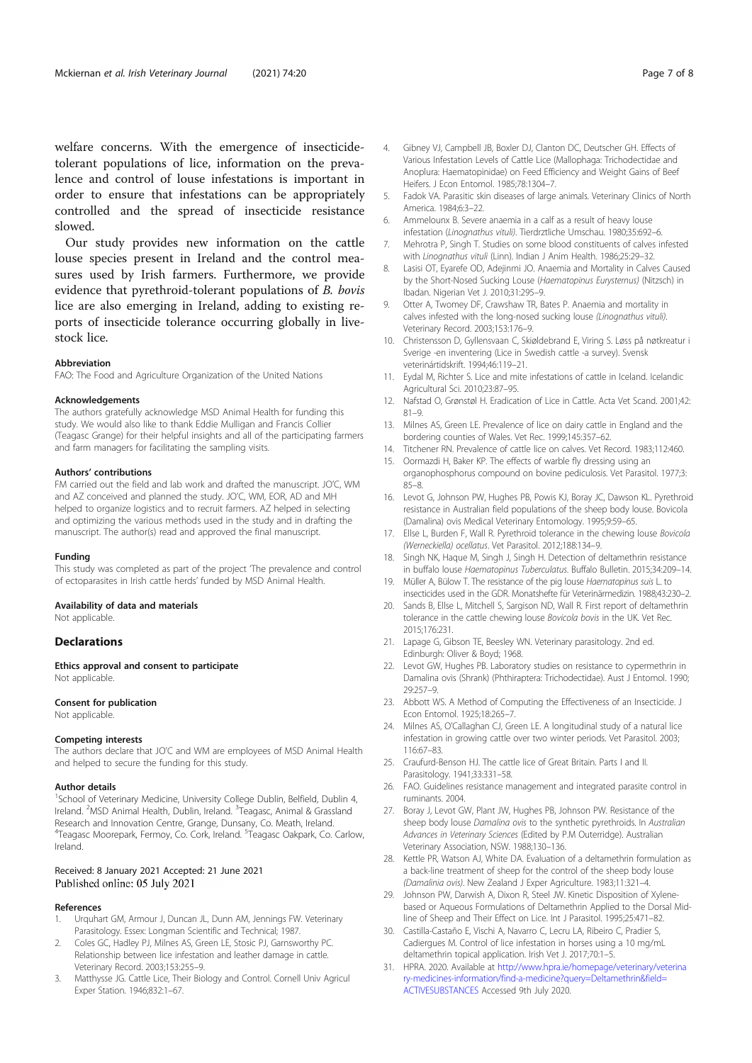welfare concerns. With the emergence of insecticide-tolerant populations of lice, information on the prevalence and control of louse infestations is important in order to ensure that infestations can be appropriately controlled and the spread of insecticide resistance slowed.

Our study provides new information on the cattle louse species present in Ireland and the control measures used by Irish farmers. Furthermore, we provide evidence that pyrethroid-tolerant populations of *B. bovis* lice are also emerging in Ireland, adding to existing reports of insecticide tolerance occurring globally in livestock lice.

#### Abbreviation

FAO: The Food and Agriculture Organization of the United Nations

#### Acknowledgements

The authors gratefully acknowledge MSD Animal Health for funding this study. We would also like to thank Eddie Mulligan and Francis Collier (Teagasc Grange) for their helpful insights and all of the participating farmers and farm managers for facilitating the sampling visits.

#### Authors' contributions

FM carried out the field and lab work and drafted the manuscript. JO'C, WM and AZ conceived and planned the study. JO'C, WM, EOR, AD and MH helped to organize logistics and to recruit farmers. AZ helped in selecting and optimizing the various methods used in the study and in drafting the manuscript. The author(s) read and approved the final manuscript.

#### Funding

This study was completed as part of the project 'The prevalence and control of ectoparasites in Irish cattle herds' funded by MSD Animal Health.

#### Availability of data and materials

Not applicable.

## Declarations

#### Ethics approval and consent to participate

Not applicable.

#### Consent for publication

Not applicable.

#### Competing interests

The authors declare that JO'C and WM are employees of MSD Animal Health and helped to secure the funding for this study.

#### Author details

[1]School of Veterinary Medicine, University College Dublin, Belfield, Dublin 4, Ireland. [2]MSD Animal Health, Dublin, Ireland. [3]Teagasc, Animal & Grassland Research and Innovation Centre, Grange, Dunsany, Co. Meath, Ireland. [4]Teagasc Moorepark, Fermoy, Co. Cork, Ireland. [5]Teagasc Oakpark, Co. Carlow, Ireland.

Received: 8 January 2021 Accepted: 21 June 2021
Published online: 05 July 2021

#### References

1. Urquhart GM, Armour J, Duncan JL, Dunn AM, Jennings FW. Veterinary Parasitology. Essex: Longman Scientific and Technical; 1987.
2. Coles GC, Hadley PJ, Milnes AS, Green LE, Stosic PJ, Garnsworthy PC. Relationship between lice infestation and leather damage in cattle. Veterinary Record. 2003;153:255–9.
3. Matthysse JG. Cattle Lice, Their Biology and Control. Cornell Univ Agricul Exper Station. 1946;832:1–67.
4. Gibney VJ, Campbell JB, Boxler DJ, Clanton DC, Deutscher GH. Effects of Various Infestation Levels of Cattle Lice (Mallophaga: Trichodectidae and Anoplura: Haematopinidae) on Feed Efficiency and Weight Gains of Beef Heifers. J Econ Entomol. 1985;78:1304–7.
5. Fadok VA. Parasitic skin diseases of large animals. Veterinary Clinics of North America. 1984;6:3–22.
6. Ammelounx B. Severe anaemia in a calf as a result of heavy louse infestation (*Linognathus vituli*). Tierdrztliche Umschau. 1980;35:692–6.
7. Mehrotra P, Singh T. Studies on some blood constituents of calves infested with *Linognathus vituli* (Linn). Indian J Anim Health. 1986;25:29–32.
8. Lasisi OT, Eyarefe OD, Adejinmi JO. Anaemia and Mortality in Calves Caused by the Short-Nosed Sucking Louse (*Haematopinus Eurysternus*) (Nitzsch) in Ibadan. Nigerian Vet J. 2010;31:295–9.
9. Otter A, Twomey DF, Crawshaw TR, Bates P. Anaemia and mortality in calves infested with the long-nosed sucking louse *(Linognathus vituli)*. Veterinary Record. 2003;153:176–9.
10. Christensson D, Gyllensvaan C, Skiöldebrand E, Viring S. Løss på nøtkreatur i Sverige -en inventering (Lice in Swedish cattle -a survey). Svensk veterinártidskrift. 1994;46:119–21.
11. Eydal M, Richter S. Lice and mite infestations of cattle in Iceland. Icelandic Agricultural Sci. 2010;23:87–95.
12. Nafstad O, Grønstøl H. Eradication of Lice in Cattle. Acta Vet Scand. 2001;42:81–9.
13. Milnes AS, Green LE. Prevalence of lice on dairy cattle in England and the bordering counties of Wales. Vet Rec. 1999;145:357–62.
14. Titchener RN. Prevalence of cattle lice on calves. Vet Record. 1983;112:460.
15. Oormazdi H, Baker KP. The effects of warble fly dressing using an organophosphorus compound on bovine pediculosis. Vet Parasitol. 1977;3:85–8.
16. Levot G, Johnson PW, Hughes PB, Powis KJ, Boray JC, Dawson KL. Pyrethroid resistance in Australian field populations of the sheep body louse. Bovicola (Damalina) ovis Medical Veterinary Entomology. 1995;9:59–65.
17. Ellse L, Burden F, Wall R. Pyrethroid tolerance in the chewing louse *Bovicola (Werneckiella) ocellatus*. Vet Parasitol. 2012;188:134–9.
18. Singh NK, Haque M, Singh J, Singh H. Detection of deltamethrin resistance in buffalo louse *Haematopinus Tuberculatus*. Buffalo Bulletin. 2015;34:209–14.
19. Müller A, Bülow T. The resistance of the pig louse *Haematopinus suis* L. to insecticides used in the GDR. Monatshefte für Veterinärmedizin. 1988;43:230–2.
20. Sands B, Ellse L, Mitchell S, Sargison ND, Wall R. First report of deltamethrin tolerance in the cattle chewing louse *Bovicola bovis* in the UK. Vet Rec. 2015;176:231.
21. Lapage G, Gibson TE, Beesley WN. Veterinary parasitology. 2nd ed. Edinburgh: Oliver & Boyd; 1968.
22. Levot GW, Hughes PB. Laboratory studies on resistance to cypermethrin in Damalina ovis (Shrank) (Phthiraptera: Trichodectidae). Aust J Entomol. 1990;29:257–9.
23. Abbott WS. A Method of Computing the Effectiveness of an Insecticide. J Econ Entomol. 1925;18:265–7.
24. Milnes AS, O'Callaghan CJ, Green LE. A longitudinal study of a natural lice infestation in growing cattle over two winter periods. Vet Parasitol. 2003;116:67–83.
25. Craufurd-Benson HJ. The cattle lice of Great Britain. Parts I and II. Parasitology. 1941;33:331–58.
26. FAO. Guidelines resistance management and integrated parasite control in ruminants. 2004.
27. Boray J, Levot GW, Plant JW, Hughes PB, Johnson PW. Resistance of the sheep body louse *Damalina ovis* to the synthetic pyrethroids. In *Australian Advances in Veterinary Sciences* (Edited by P.M Outerridge). Australian Veterinary Association, NSW. 1988;130–136.
28. Kettle PR, Watson AJ, White DA. Evaluation of a deltamethrin formulation as a back-line treatment of sheep for the control of the sheep body louse *(Damalinia ovis)*. New Zealand J Exper Agriculture. 1983;11:321–4.
29. Johnson PW, Darwish A, Dixon R, Steel JW. Kinetic Disposition of Xylene-based or Aqueous Formulations of Deltamethrin Applied to the Dorsal Mid-line of Sheep and Their Effect on Lice. Int J Parasitol. 1995;25:471–82.
30. Castilla-Castaño E, Vischi A, Navarro C, Lecru LA, Ribeiro C, Pradier S, Cadiergues M. Control of lice infestation in horses using a 10 mg/mL deltamethrin topical application. Irish Vet J. 2017;70:1–5.
31. HPRA. 2020. Available at http://www.hpra.ie/homepage/veterinary/veterinary-medicines-information/find-a-medicine?query=Deltamethrin&field=ACTIVESUBSTANCES Accessed 9th July 2020.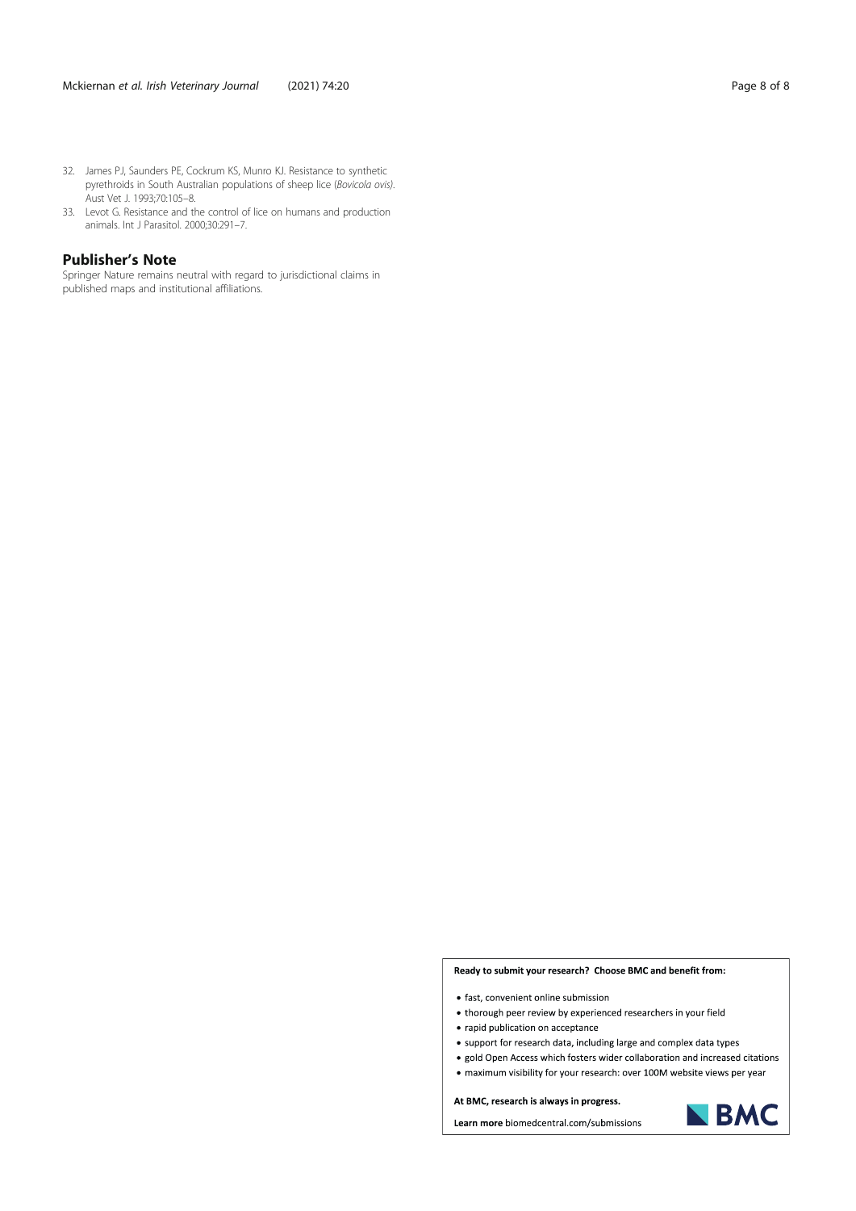32. James PJ, Saunders PE, Cockrum KS, Munro KJ. Resistance to synthetic pyrethroids in South Australian populations of sheep lice (*Bovicola ovis*). Aust Vet J. 1993;70:105–8.
33. Levot G. Resistance and the control of lice on humans and production animals. Int J Parasitol. 2000;30:291–7.

## Publisher's Note

Springer Nature remains neutral with regard to jurisdictional claims in published maps and institutional affiliations.

**Ready to submit your research? Choose BMC and benefit from:**

- fast, convenient online submission
- thorough peer review by experienced researchers in your field
- rapid publication on acceptance
- support for research data, including large and complex data types
- gold Open Access which fosters wider collaboration and increased citations
- maximum visibility for your research: over 100M website views per year

**At BMC, research is always in progress.**

**Learn more** biomedcentral.com/submissions